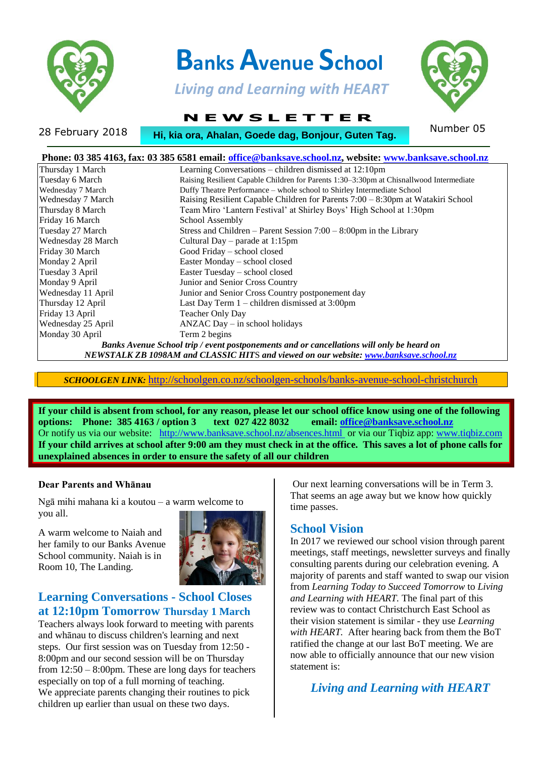# Banks Avenue School

*Living and Learning with HEART*

**NEWSLETTER**

28 February 2018 | **Hi, kia ora, Ahalan, Goede dag, Bonjour, Guten Tag.** | Number 05

**Phone: 03 385 4163, fax: 03 385 6581 email: office@banksave.school.nz, website: www.banksave.school.nz**

| | |
|---|---|
| Thursday 1 March | Learning Conversations – children dismissed at 12:10pm |
| Tuesday 6 March | Raising Resilient Capable Children for Parents 1:30–3:30pm at Chisnallwood Intermediate |
| Wednesday 7 March | Duffy Theatre Performance – whole school to Shirley Intermediate School |
| Wednesday 7 March | Raising Resilient Capable Children for Parents 7:00 – 8:30pm at Watakiri School |
| Thursday 8 March | Team Miro 'Lantern Festival' at Shirley Boys' High School at 1:30pm |
| Friday 16 March | School Assembly |
| Tuesday 27 March | Stress and Children – Parent Session 7:00 – 8:00pm in the Library |
| Wednesday 28 March | Cultural Day – parade at 1:15pm |
| Friday 30 March | Good Friday – school closed |
| Monday 2 April | Easter Monday – school closed |
| Tuesday 3 April | Easter Tuesday – school closed |
| Monday 9 April | Junior and Senior Cross Country |
| Wednesday 11 April | Junior and Senior Cross Country postponement day |
| Thursday 12 April | Last Day Term 1 – children dismissed at 3:00pm |
| Friday 13 April | Teacher Only Day |
| Wednesday 25 April | ANZAC Day – in school holidays |
| Monday 30 April | Term 2 begins |

***Banks Avenue School trip / event postponements and or cancellations will only be heard on NEWSTALK ZB 1098AM and CLASSIC HITS and viewed on our website: www.banksave.school.nz***

***SCHOOLGEN LINK:*** http://schoolgen.co.nz/schoolgen-schools/banks-avenue-school-christchurch

**If your child is absent from school, for any reason, please let our school office know using one of the following options: Phone: 385 4163 / option 3 text 027 422 8032 email: office@banksave.school.nz**
Or notify us via our website: http://www.banksave.school.nz/absences.html or via our Tiqbiz app: www.tiqbiz.com
**If your child arrives at school after 9:00 am they must check in at the office. This saves a lot of phone calls for unexplained absences in order to ensure the safety of all our children**

**Dear Parents and Whānau**

Ngā mihi mahana ki a koutou – a warm welcome to you all.

A warm welcome to Naiah and her family to our Banks Avenue School community. Naiah is in Room 10, The Landing.

## Learning Conversations - School Closes at 12:10pm Tomorrow Thursday 1 March

Teachers always look forward to meeting with parents and whānau to discuss children's learning and next steps. Our first session was on Tuesday from 12:50 - 8:00pm and our second session will be on Thursday from 12:50 – 8:00pm. These are long days for teachers especially on top of a full morning of teaching. We appreciate parents changing their routines to pick children up earlier than usual on these two days.

Our next learning conversations will be in Term 3. That seems an age away but we know how quickly time passes.

## School Vision

In 2017 we reviewed our school vision through parent meetings, staff meetings, newsletter surveys and finally consulting parents during our celebration evening. A majority of parents and staff wanted to swap our vision from *Learning Today to Succeed Tomorrow* to *Living and Learning with HEART.* The final part of this review was to contact Christchurch East School as their vision statement is similar - they use *Learning with HEART.* After hearing back from them the BoT ratified the change at our last BoT meeting. We are now able to officially announce that our new vision statement is:

***Living and Learning with HEART***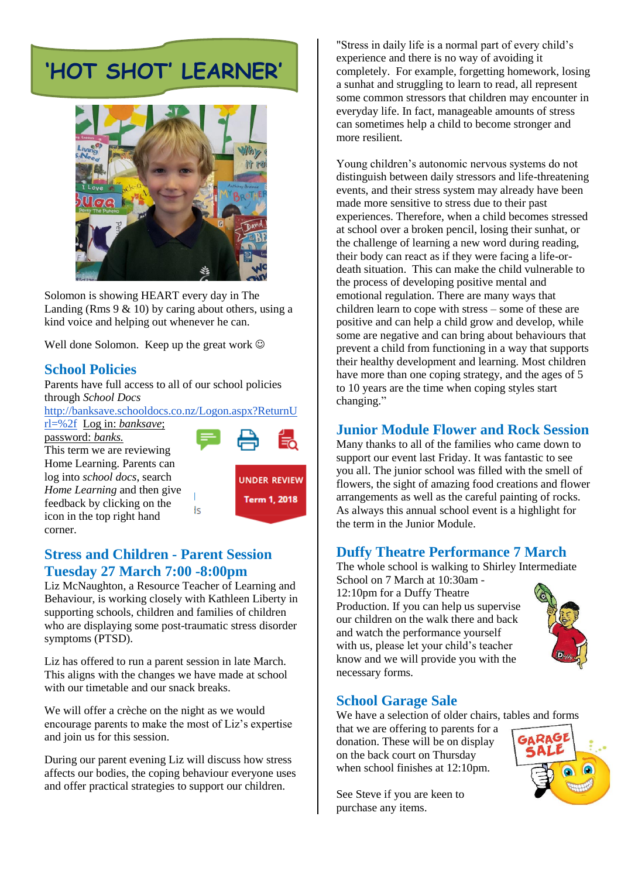# 'HOT SHOT' LEARNER'

Solomon is showing HEART every day in The Landing (Rms 9 & 10) by caring about others, using a kind voice and helping out whenever he can.

Well done Solomon. Keep up the great work ☺

## School Policies

Parents have full access to all of our school policies through *School Docs* http://banksave.schooldocs.co.nz/Logon.aspx?ReturnUrl=%2f Log in: *banksave*; password: *banks.*

This term we are reviewing Home Learning. Parents can log into *school docs*, search *Home Learning* and then give feedback by clicking on the icon in the top right hand corner.

UNDER REVIEW
Term 1, 2018

## Stress and Children - Parent Session Tuesday 27 March 7:00 -8:00pm

Liz McNaughton, a Resource Teacher of Learning and Behaviour, is working closely with Kathleen Liberty in supporting schools, children and families of children who are displaying some post-traumatic stress disorder symptoms (PTSD).

Liz has offered to run a parent session in late March. This aligns with the changes we have made at school with our timetable and our snack breaks.

We will offer a crèche on the night as we would encourage parents to make the most of Liz's expertise and join us for this session.

During our parent evening Liz will discuss how stress affects our bodies, the coping behaviour everyone uses and offer practical strategies to support our children.

"Stress in daily life is a normal part of every child's experience and there is no way of avoiding it completely. For example, forgetting homework, losing a sunhat and struggling to learn to read, all represent some common stressors that children may encounter in everyday life. In fact, manageable amounts of stress can sometimes help a child to become stronger and more resilient.

Young children's autonomic nervous systems do not distinguish between daily stressors and life-threatening events, and their stress system may already have been made more sensitive to stress due to their past experiences. Therefore, when a child becomes stressed at school over a broken pencil, losing their sunhat, or the challenge of learning a new word during reading, their body can react as if they were facing a life-or-death situation. This can make the child vulnerable to the process of developing positive mental and emotional regulation. There are many ways that children learn to cope with stress – some of these are positive and can help a child grow and develop, while some are negative and can bring about behaviours that prevent a child from functioning in a way that supports their healthy development and learning. Most children have more than one coping strategy, and the ages of 5 to 10 years are the time when coping styles start changing."

## Junior Module Flower and Rock Session

Many thanks to all of the families who came down to support our event last Friday. It was fantastic to see you all. The junior school was filled with the smell of flowers, the sight of amazing food creations and flower arrangements as well as the careful painting of rocks. As always this annual school event is a highlight for the term in the Junior Module.

## Duffy Theatre Performance 7 March

The whole school is walking to Shirley Intermediate School on 7 March at 10:30am - 12:10pm for a Duffy Theatre Production. If you can help us supervise our children on the walk there and back and watch the performance yourself with us, please let your child's teacher know and we will provide you with the necessary forms.

## School Garage Sale

We have a selection of older chairs, tables and forms that we are offering to parents for a donation. These will be on display on the back court on Thursday when school finishes at 12:10pm.

See Steve if you are keen to purchase any items.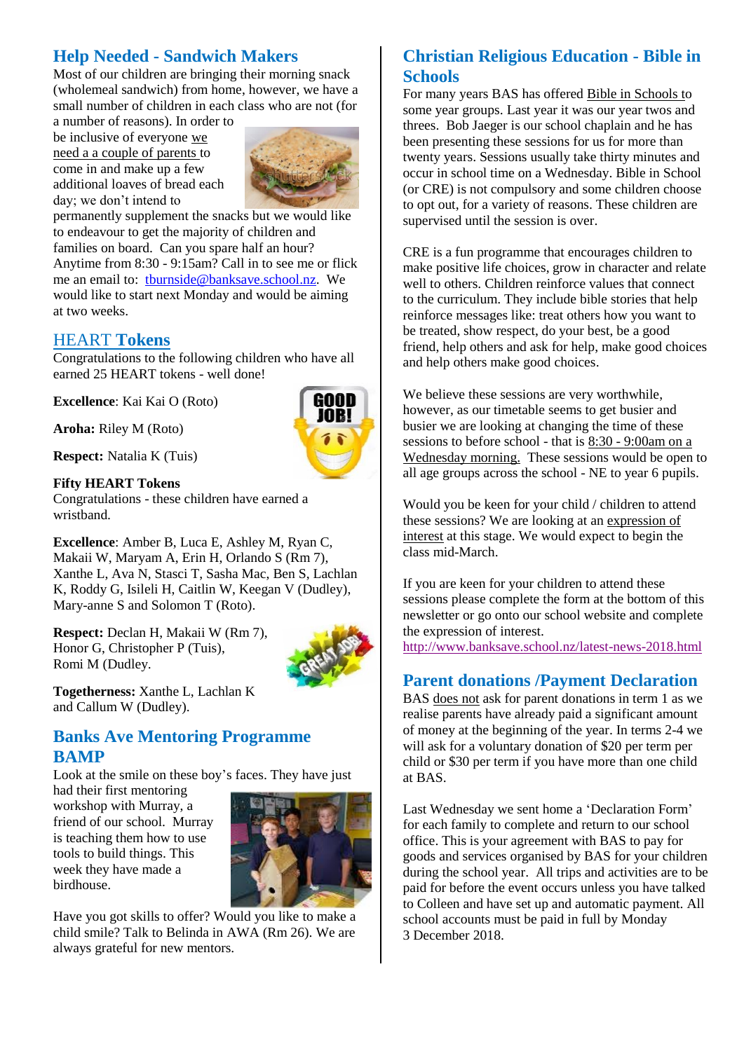## Help Needed - Sandwich Makers

Most of our children are bringing their morning snack (wholemeal sandwich) from home, however, we have a small number of children in each class who are not (for a number of reasons). In order to be inclusive of everyone we need a a couple of parents to come in and make up a few additional loaves of bread each day; we don't intend to permanently supplement the snacks but we would like to endeavour to get the majority of children and families on board. Can you spare half an hour? Anytime from 8:30 - 9:15am? Call in to see me or flick me an email to: tburnside@banksave.school.nz. We would like to start next Monday and would be aiming at two weeks.

## HEART Tokens

Congratulations to the following children who have all earned 25 HEART tokens - well done!

**Excellence**: Kai Kai O (Roto)

**Aroha:** Riley M (Roto)

**Respect:** Natalia K (Tuis)

**Fifty HEART Tokens**
Congratulations - these children have earned a wristband.

**Excellence**: Amber B, Luca E, Ashley M, Ryan C, Makaii W, Maryam A, Erin H, Orlando S (Rm 7), Xanthe L, Ava N, Stasci T, Sasha Mac, Ben S, Lachlan K, Roddy G, Isileli H, Caitlin W, Keegan V (Dudley), Mary-anne S and Solomon T (Roto).

**Respect:** Declan H, Makaii W (Rm 7), Honor G, Christopher P (Tuis), Romi M (Dudley.

**Togetherness:** Xanthe L, Lachlan K and Callum W (Dudley).

## Banks Ave Mentoring Programme BAMP

Look at the smile on these boy's faces. They have just had their first mentoring workshop with Murray, a friend of our school. Murray is teaching them how to use tools to build things. This week they have made a birdhouse.

Have you got skills to offer? Would you like to make a child smile? Talk to Belinda in AWA (Rm 26). We are always grateful for new mentors.

## Christian Religious Education - Bible in Schools

For many years BAS has offered Bible in Schools to some year groups. Last year it was our year twos and threes. Bob Jaeger is our school chaplain and he has been presenting these sessions for us for more than twenty years. Sessions usually take thirty minutes and occur in school time on a Wednesday. Bible in School (or CRE) is not compulsory and some children choose to opt out, for a variety of reasons. These children are supervised until the session is over.

CRE is a fun programme that encourages children to make positive life choices, grow in character and relate well to others. Children reinforce values that connect to the curriculum. They include bible stories that help reinforce messages like: treat others how you want to be treated, show respect, do your best, be a good friend, help others and ask for help, make good choices and help others make good choices.

We believe these sessions are very worthwhile, however, as our timetable seems to get busier and busier we are looking at changing the time of these sessions to before school - that is 8:30 - 9:00am on a Wednesday morning. These sessions would be open to all age groups across the school - NE to year 6 pupils.

Would you be keen for your child / children to attend these sessions? We are looking at an expression of interest at this stage. We would expect to begin the class mid-March.

If you are keen for your children to attend these sessions please complete the form at the bottom of this newsletter or go onto our school website and complete the expression of interest.
http://www.banksave.school.nz/latest-news-2018.html

## Parent donations /Payment Declaration

BAS does not ask for parent donations in term 1 as we realise parents have already paid a significant amount of money at the beginning of the year. In terms 2-4 we will ask for a voluntary donation of $20 per term per child or $30 per term if you have more than one child at BAS.

Last Wednesday we sent home a 'Declaration Form' for each family to complete and return to our school office. This is your agreement with BAS to pay for goods and services organised by BAS for your children during the school year. All trips and activities are to be paid for before the event occurs unless you have talked to Colleen and have set up and automatic payment. All school accounts must be paid in full by Monday 3 December 2018.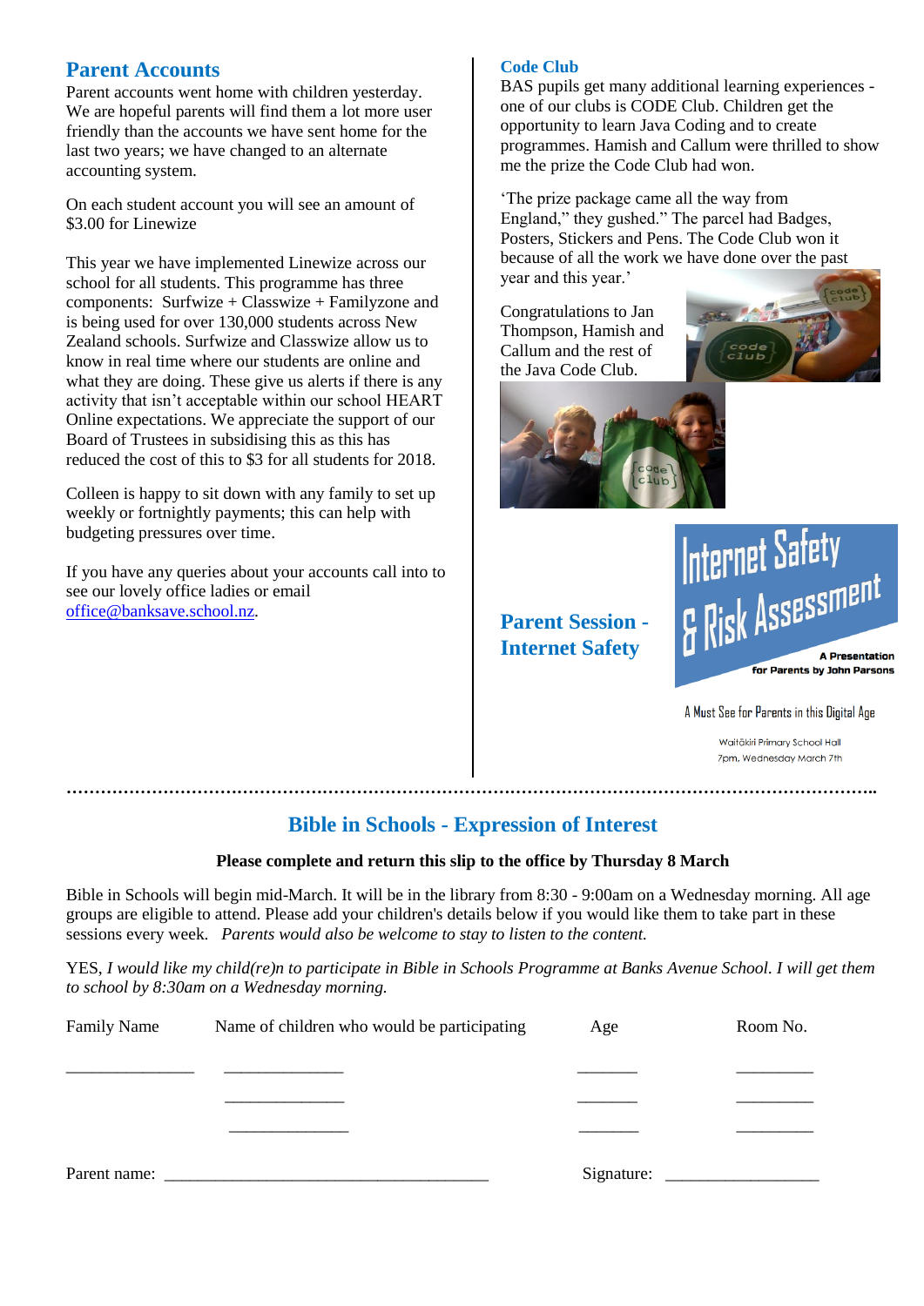## Parent Accounts

Parent accounts went home with children yesterday. We are hopeful parents will find them a lot more user friendly than the accounts we have sent home for the last two years; we have changed to an alternate accounting system.

On each student account you will see an amount of $3.00 for Linewize

This year we have implemented Linewize across our school for all students. This programme has three components: Surfwize + Classwize + Familyzone and is being used for over 130,000 students across New Zealand schools. Surfwize and Classwize allow us to know in real time where our students are online and what they are doing. These give us alerts if there is any activity that isn't acceptable within our school HEART Online expectations. We appreciate the support of our Board of Trustees in subsidising this as this has reduced the cost of this to $3 for all students for 2018.

Colleen is happy to sit down with any family to set up weekly or fortnightly payments; this can help with budgeting pressures over time.

If you have any queries about your accounts call into to see our lovely office ladies or email office@banksave.school.nz.

### Code Club

BAS pupils get many additional learning experiences - one of our clubs is CODE Club. Children get the opportunity to learn Java Coding and to create programmes. Hamish and Callum were thrilled to show me the prize the Code Club had won.

'The prize package came all the way from England," they gushed." The parcel had Badges, Posters, Stickers and Pens. The Code Club won it because of all the work we have done over the past year and this year.'

Congratulations to Jan Thompson, Hamish and Callum and the rest of the Java Code Club.

## Parent Session - Internet Safety

Internet Safety & Risk Assessment

A Presentation for Parents by John Parsons

A Must See for Parents in this Digital Age

Waitākiri Primary School Hall

7pm, Wednesday March 7th

.....................................................................................................................................

## Bible in Schools - Expression of Interest

**Please complete and return this slip to the office by Thursday 8 March**

Bible in Schools will begin mid-March. It will be in the library from 8:30 - 9:00am on a Wednesday morning. All age groups are eligible to attend. Please add your children's details below if you would like them to take part in these sessions every week. *Parents would also be welcome to stay to listen to the content.*

YES, *I would like my child(re)n to participate in Bible in Schools Programme at Banks Avenue School. I will get them to school by 8:30am on a Wednesday morning.*

| Family Name | Name of children who would be participating | Age | Room No. |
|---|---|---|---|
| ______________ | ______________ | _______ | _________ |
| | ______________ | _______ | _________ |
| | ______________ | _______ | _________ |

Parent name: ______________________________________ Signature: __________________